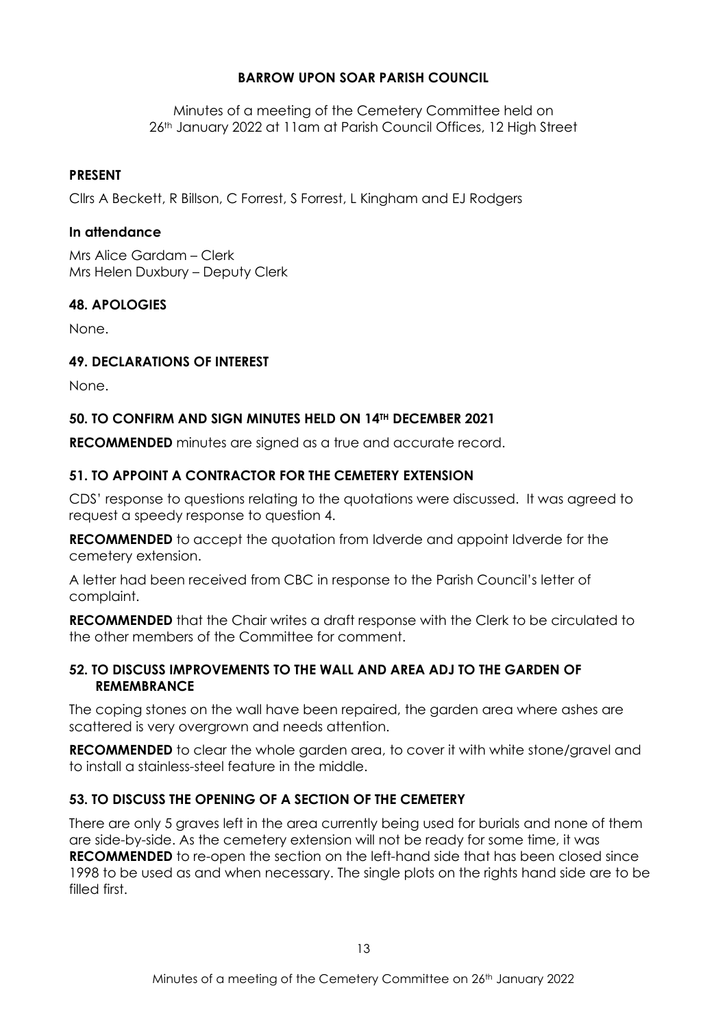# BARROW UPON SOAR PARISH COUNCIL

Minutes of a meeting of the Cemetery Committee held on 26th January 2022 at 11am at Parish Council Offices, 12 High Street

## PRESENT

Cllrs A Beckett, R Billson, C Forrest, S Forrest, L Kingham and EJ Rodgers

### In attendance

Mrs Alice Gardam – Clerk
Mrs Helen Duxbury – Deputy Clerk

## 48. APOLOGIES

None.

## 49. DECLARATIONS OF INTEREST

None.

## 50. TO CONFIRM AND SIGN MINUTES HELD ON 14TH DECEMBER 2021

**RECOMMENDED** minutes are signed as a true and accurate record.

## 51. TO APPOINT A CONTRACTOR FOR THE CEMETERY EXTENSION

CDS' response to questions relating to the quotations were discussed. It was agreed to request a speedy response to question 4.

**RECOMMENDED** to accept the quotation from Idverde and appoint Idverde for the cemetery extension.

A letter had been received from CBC in response to the Parish Council's letter of complaint.

**RECOMMENDED** that the Chair writes a draft response with the Clerk to be circulated to the other members of the Committee for comment.

## 52. TO DISCUSS IMPROVEMENTS TO THE WALL AND AREA ADJ TO THE GARDEN OF REMEMBRANCE

The coping stones on the wall have been repaired, the garden area where ashes are scattered is very overgrown and needs attention.

**RECOMMENDED** to clear the whole garden area, to cover it with white stone/gravel and to install a stainless-steel feature in the middle.

## 53. TO DISCUSS THE OPENING OF A SECTION OF THE CEMETERY

There are only 5 graves left in the area currently being used for burials and none of them are side-by-side. As the cemetery extension will not be ready for some time, it was **RECOMMENDED** to re-open the section on the left-hand side that has been closed since 1998 to be used as and when necessary. The single plots on the rights hand side are to be filled first.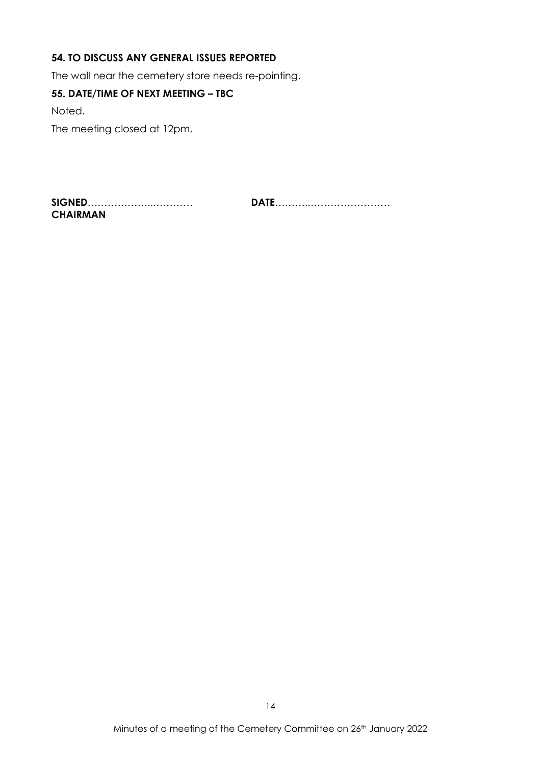**54. TO DISCUSS ANY GENERAL ISSUES REPORTED**

The wall near the cemetery store needs re-pointing.

**55. DATE/TIME OF NEXT MEETING – TBC**

Noted.

The meeting closed at 12pm.

**SIGNED**…………………..………… **DATE**………..……………………
**CHAIRMAN**